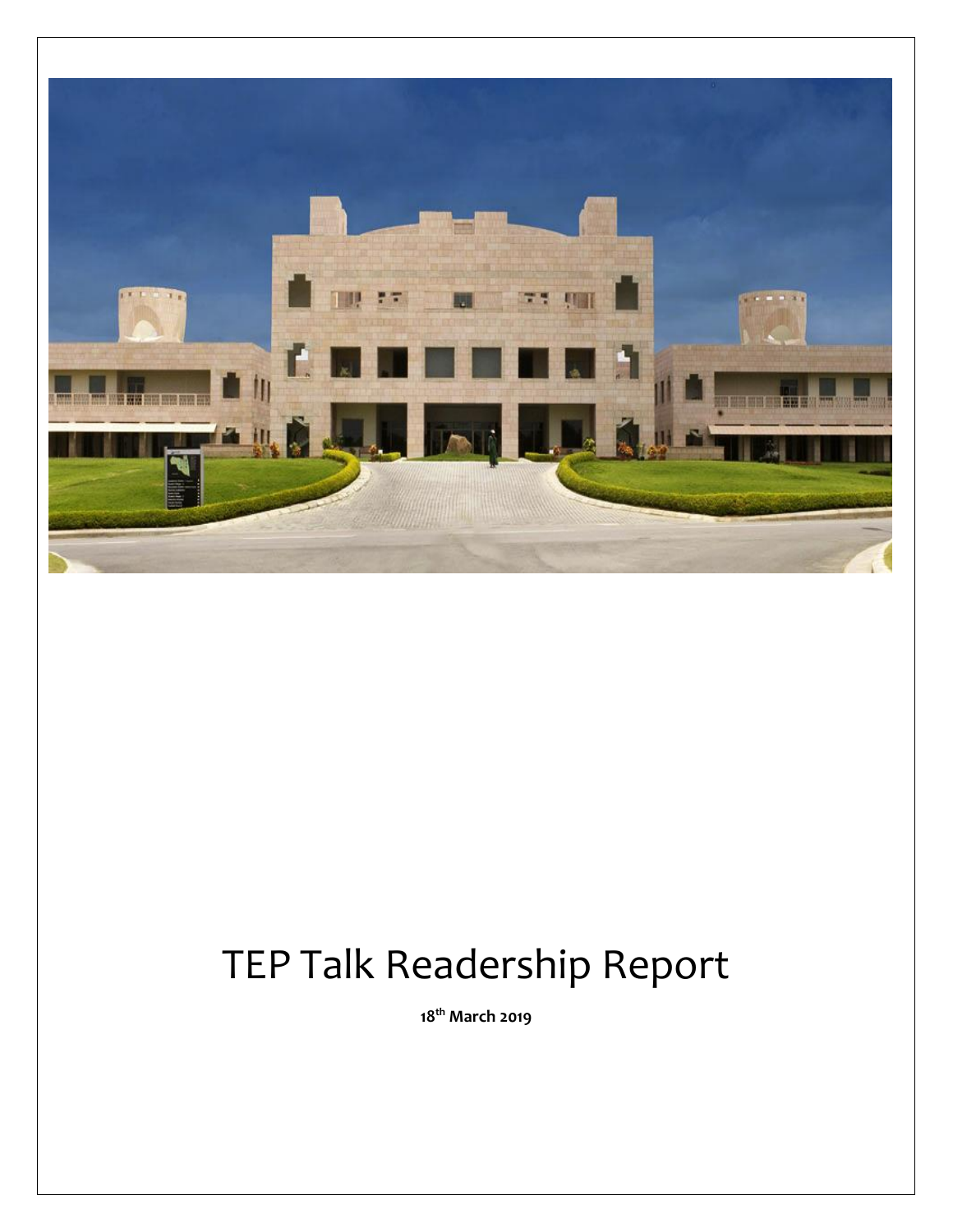# TEP Talk Readership Report

**18th March 2019**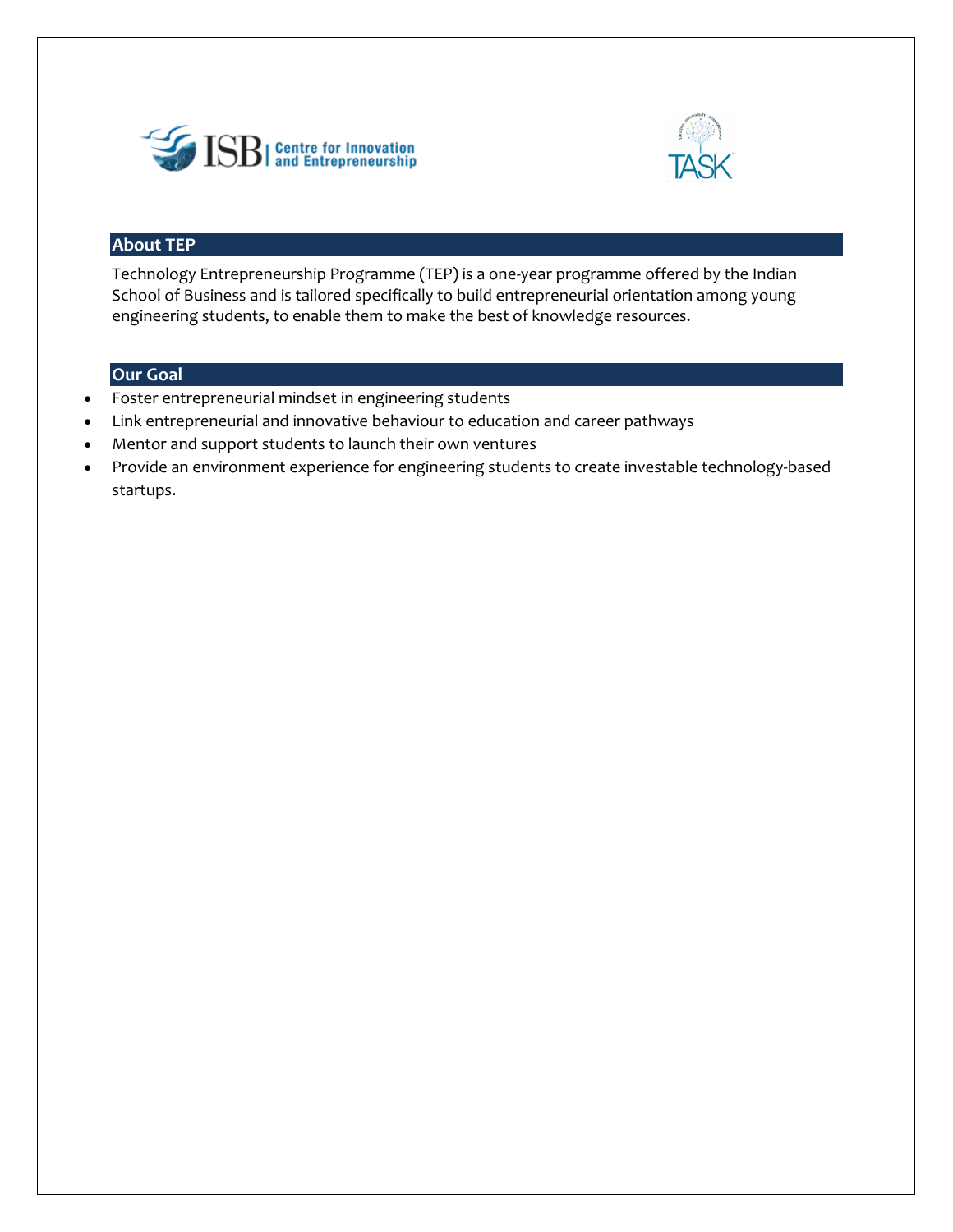## About TEP

Technology Entrepreneurship Programme (TEP) is a one-year programme offered by the Indian School of Business and is tailored specifically to build entrepreneurial orientation among young engineering students, to enable them to make the best of knowledge resources.

## Our Goal

- Foster entrepreneurial mindset in engineering students
- Link entrepreneurial and innovative behaviour to education and career pathways
- Mentor and support students to launch their own ventures
- Provide an environment experience for engineering students to create investable technology-based startups.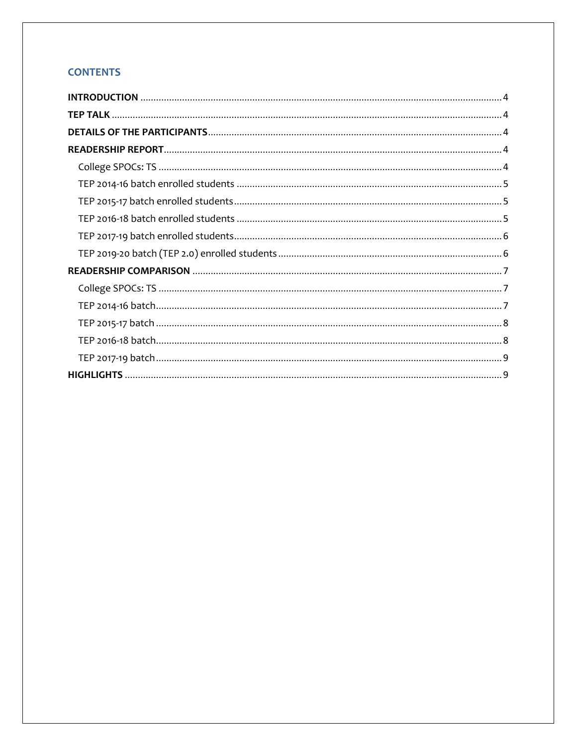## CONTENTS

**INTRODUCTION** .......... 4

**TEP TALK** .......... 4

**DETAILS OF THE PARTICIPANTS** .......... 4

**READERSHIP REPORT** .......... 4

- College SPOCs: TS .......... 4
- TEP 2014-16 batch enrolled students .......... 5
- TEP 2015-17 batch enrolled students .......... 5
- TEP 2016-18 batch enrolled students .......... 5
- TEP 2017-19 batch enrolled students .......... 6
- TEP 2019-20 batch (TEP 2.0) enrolled students .......... 6

**READERSHIP COMPARISON** .......... 7

- College SPOCs: TS .......... 7
- TEP 2014-16 batch .......... 7
- TEP 2015-17 batch .......... 8
- TEP 2016-18 batch .......... 8
- TEP 2017-19 batch .......... 9

**HIGHLIGHTS** .......... 9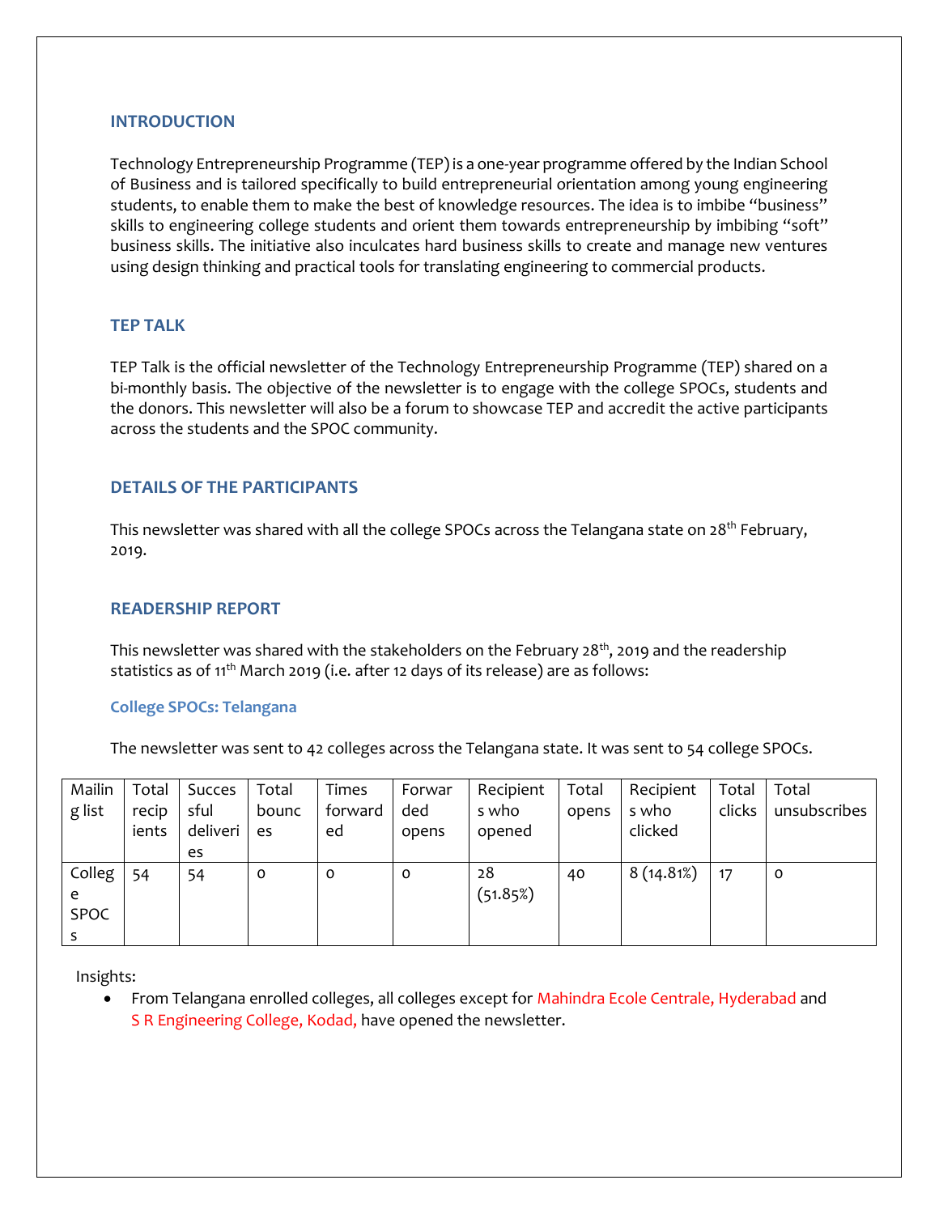## INTRODUCTION

Technology Entrepreneurship Programme (TEP) is a one-year programme offered by the Indian School of Business and is tailored specifically to build entrepreneurial orientation among young engineering students, to enable them to make the best of knowledge resources. The idea is to imbibe "business" skills to engineering college students and orient them towards entrepreneurship by imbibing "soft" business skills. The initiative also inculcates hard business skills to create and manage new ventures using design thinking and practical tools for translating engineering to commercial products.

## TEP TALK

TEP Talk is the official newsletter of the Technology Entrepreneurship Programme (TEP) shared on a bi-monthly basis. The objective of the newsletter is to engage with the college SPOCs, students and the donors. This newsletter will also be a forum to showcase TEP and accredit the active participants across the students and the SPOC community.

## DETAILS OF THE PARTICIPANTS

This newsletter was shared with all the college SPOCs across the Telangana state on 28th February, 2019.

## READERSHIP REPORT

This newsletter was shared with the stakeholders on the February 28th, 2019 and the readership statistics as of 11th March 2019 (i.e. after 12 days of its release) are as follows:

### College SPOCs: Telangana

The newsletter was sent to 42 colleges across the Telangana state. It was sent to 54 college SPOCs.

| Mailing list | Total recipients | Successful deliveries | Total bounces | Times forwarded | Forwarded opens | Recipients who opened | Total opens | Recipients who clicked | Total clicks | Total unsubscribes |
|---|---|---|---|---|---|---|---|---|---|---|
| College SPOCs | 54 | 54 | 0 | 0 | 0 | 28 (51.85%) | 40 | 8 (14.81%) | 17 | 0 |

Insights:

- From Telangana enrolled colleges, all colleges except for Mahindra Ecole Centrale, Hyderabad and S R Engineering College, Kodad, have opened the newsletter.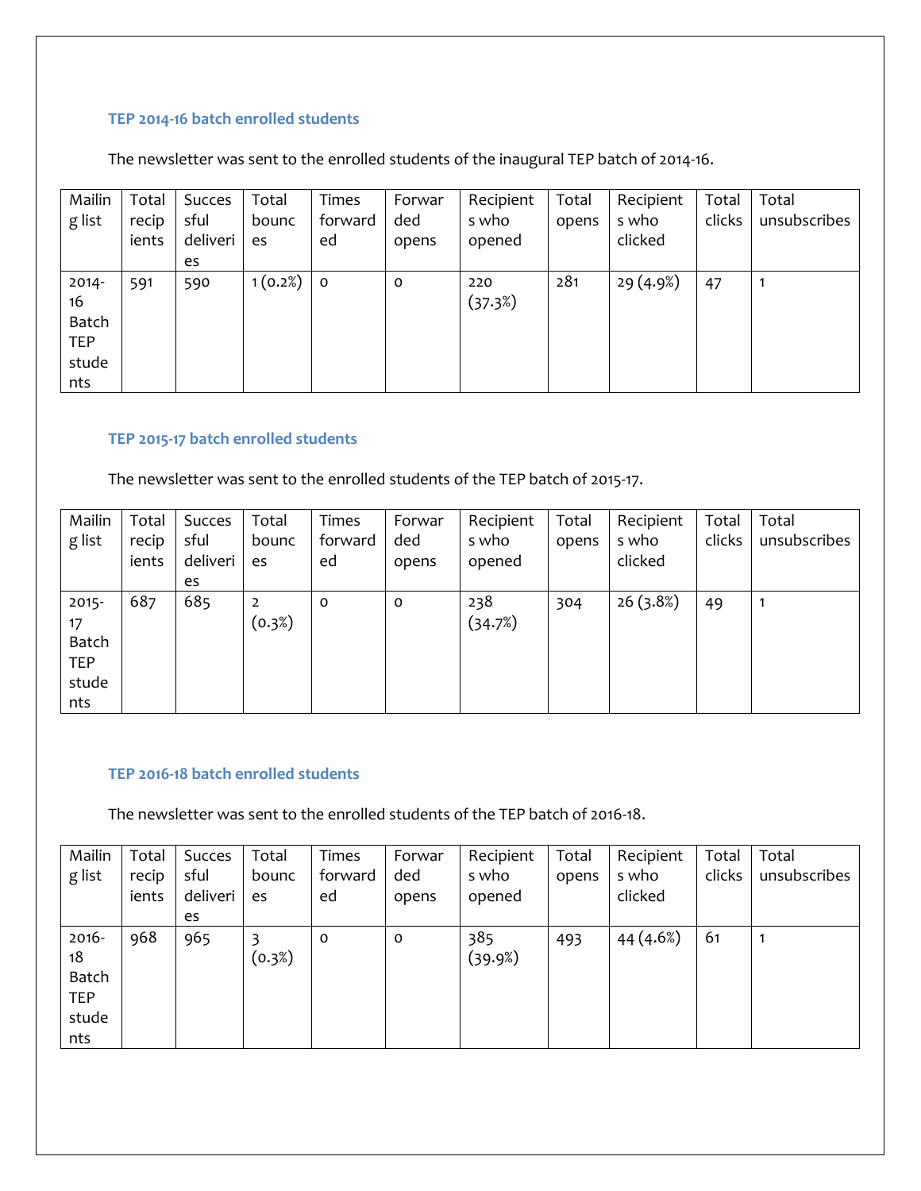### TEP 2014-16 batch enrolled students

The newsletter was sent to the enrolled students of the inaugural TEP batch of 2014-16.

| Mailing list | Total recipients | Successful deliveries | Total bounces | Times forwarded | Forwarded opens | Recipients who opened | Total opens | Recipients who clicked | Total clicks | Total unsubscribes |
|---|---|---|---|---|---|---|---|---|---|---|
| 2014-16 Batch TEP students | 591 | 590 | 1 (0.2%) | 0 | 0 | 220 (37.3%) | 281 | 29 (4.9%) | 47 | 1 |

### TEP 2015-17 batch enrolled students

The newsletter was sent to the enrolled students of the TEP batch of 2015-17.

| Mailing list | Total recipients | Successful deliveries | Total bounces | Times forwarded | Forwarded opens | Recipients who opened | Total opens | Recipients who clicked | Total clicks | Total unsubscribes |
|---|---|---|---|---|---|---|---|---|---|---|
| 2015-17 Batch TEP students | 687 | 685 | 2 (0.3%) | 0 | 0 | 238 (34.7%) | 304 | 26 (3.8%) | 49 | 1 |

### TEP 2016-18 batch enrolled students

The newsletter was sent to the enrolled students of the TEP batch of 2016-18.

| Mailing list | Total recipients | Successful deliveries | Total bounces | Times forwarded | Forwarded opens | Recipients who opened | Total opens | Recipients who clicked | Total clicks | Total unsubscribes |
|---|---|---|---|---|---|---|---|---|---|---|
| 2016-18 Batch TEP students | 968 | 965 | 3 (0.3%) | 0 | 0 | 385 (39.9%) | 493 | 44 (4.6%) | 61 | 1 |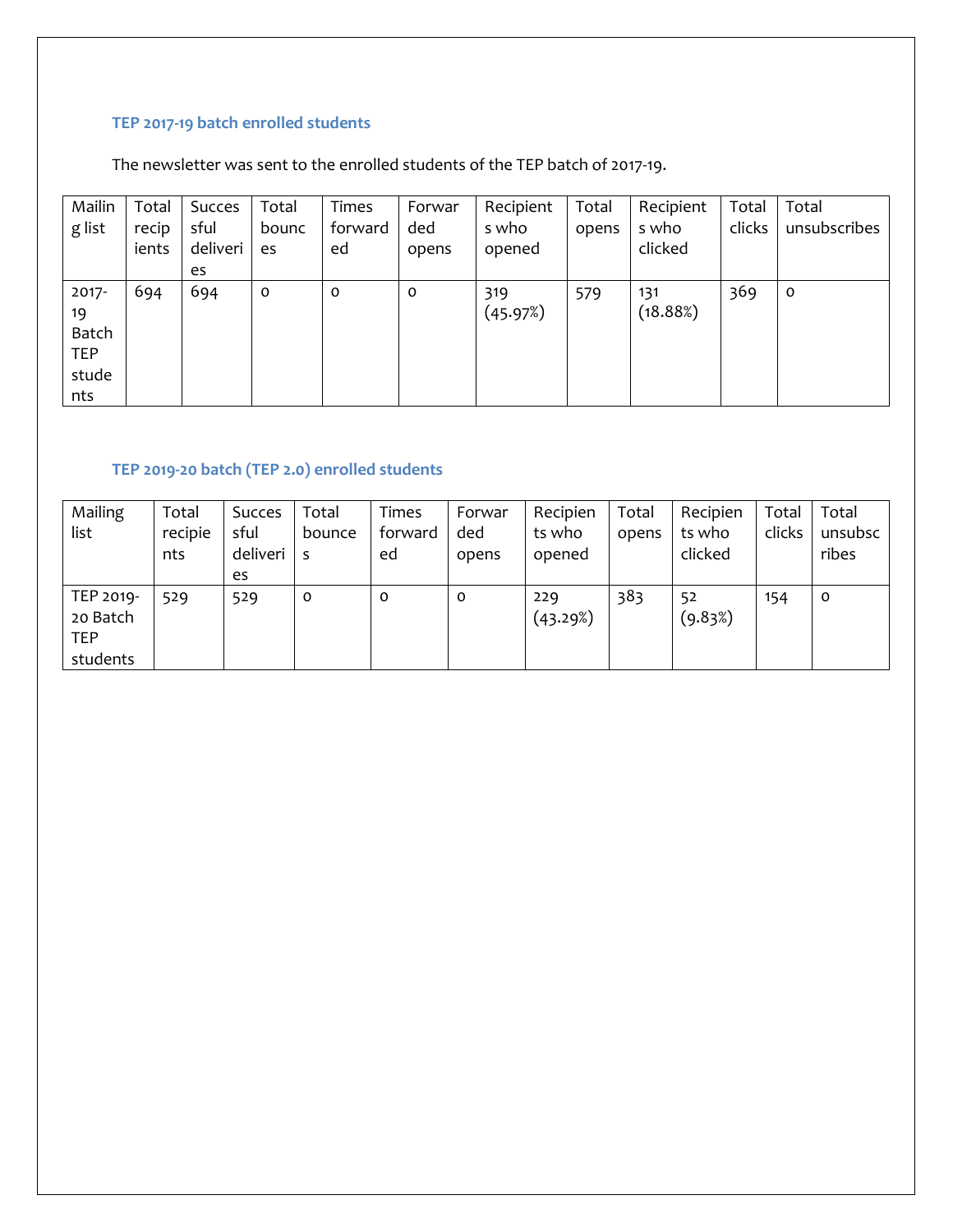### TEP 2017-19 batch enrolled students

The newsletter was sent to the enrolled students of the TEP batch of 2017-19.

| Mailing list | Total recipients | Successful deliveries | Total bounces | Times forwarded | Forwarded opens | Recipients who opened | Total opens | Recipients who clicked | Total clicks | Total unsubscribes |
|---|---|---|---|---|---|---|---|---|---|---|
| 2017-19 Batch TEP students | 694 | 694 | 0 | 0 | 0 | 319 (45.97%) | 579 | 131 (18.88%) | 369 | 0 |

### TEP 2019-20 batch (TEP 2.0) enrolled students

| Mailing list | Total recipients | Successful deliveries | Total bounces | Times forwarded | Forwarded opens | Recipients who opened | Total opens | Recipients who clicked | Total clicks | Total unsubscribes |
|---|---|---|---|---|---|---|---|---|---|---|
| TEP 2019-20 Batch TEP students | 529 | 529 | 0 | 0 | 0 | 229 (43.29%) | 383 | 52 (9.83%) | 154 | 0 |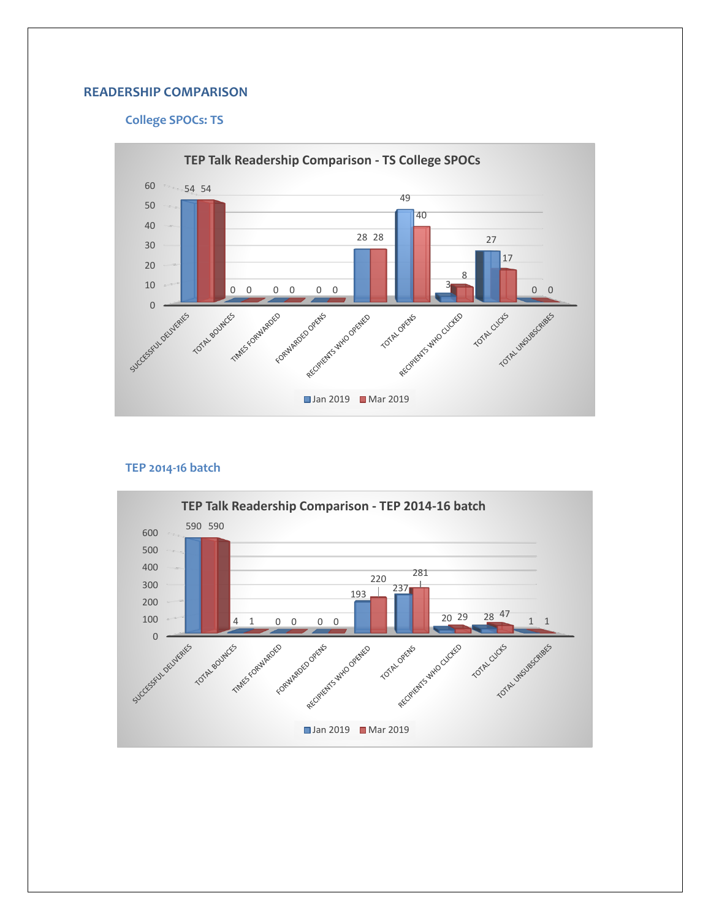## READERSHIP COMPARISON

### College SPOCs: TS

**TEP Talk Readership Comparison - TS College SPOCs**

| | Jan 2019 | Mar 2019 |
|---|---|---|
| SUCCESSFUL DELIVERIES | 54 | 54 |
| TOTAL BOUNCES | 0 | 0 |
| TIMES FORWARDED | 0 | 0 |
| FORWARDED OPENS | 0 | 0 |
| RECIPIENTS WHO OPENED | 28 | 28 |
| TOTAL OPENS | 49 | 40 |
| RECIPIENTS WHO CLICKED | 3 | 8 |
| TOTAL CLICKS | 27 | 17 |
| TOTAL UNSUBSCRIBES | 0 | 0 |

### TEP 2014-16 batch

**TEP Talk Readership Comparison - TEP 2014-16 batch**

| | Jan 2019 | Mar 2019 |
|---|---|---|
| SUCCESSFUL DELIVERIES | 590 | 590 |
| TOTAL BOUNCES | 4 | 1 |
| TIMES FORWARDED | 0 | 0 |
| FORWARDED OPENS | 0 | 0 |
| RECIPIENTS WHO OPENED | 193 | 220 |
| TOTAL OPENS | 237 | 281 |
| RECIPIENTS WHO CLICKED | 20 | 29 |
| TOTAL CLICKS | 28 | 47 |
| TOTAL UNSUBSCRIBES | 1 | 1 |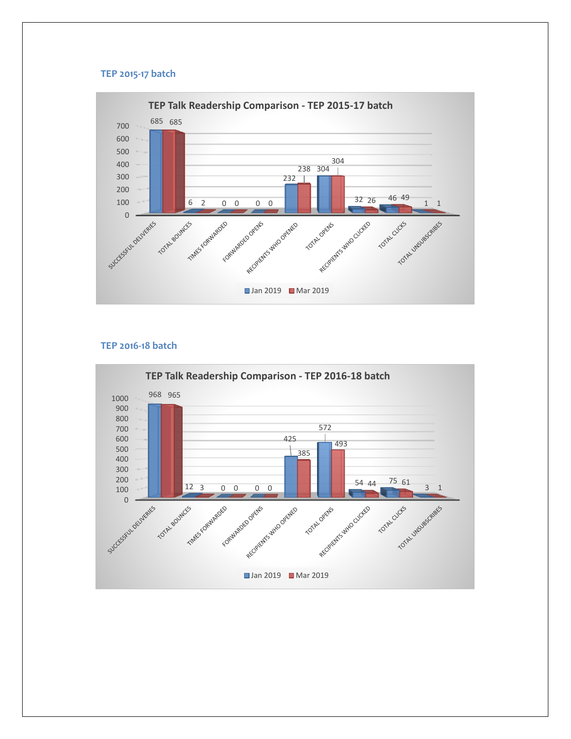## TEP 2015-17 batch

**TEP Talk Readership Comparison - TEP 2015-17 batch**

| | Jan 2019 | Mar 2019 |
|---|---|---|
| SUCCESSFUL DELIVERIES | 685 | 685 |
| TOTAL BOUNCES | 6 | 2 |
| TIMES FORWARDED | 0 | 0 |
| FORWARDED OPENS | 0 | 0 |
| RECIPIENTS WHO OPENED | 232 | 238 |
| TOTAL OPENS | 304 | 304 |
| RECIPIENTS WHO CLICKED | 32 | 26 |
| TOTAL CLICKS | 46 | 49 |
| TOTAL UNSUBSCRIBES | 1 | 1 |

## TEP 2016-18 batch

**TEP Talk Readership Comparison - TEP 2016-18 batch**

| | Jan 2019 | Mar 2019 |
|---|---|---|
| SUCCESSFUL DELIVERIES | 968 | 965 |
| TOTAL BOUNCES | 12 | 3 |
| TIMES FORWARDED | 0 | 0 |
| FORWARDED OPENS | 0 | 0 |
| RECIPIENTS WHO OPENED | 425 | 385 |
| TOTAL OPENS | 572 | 493 |
| RECIPIENTS WHO CLICKED | 54 | 44 |
| TOTAL CLICKS | 75 | 61 |
| TOTAL UNSUBSCRIBES | 3 | 1 |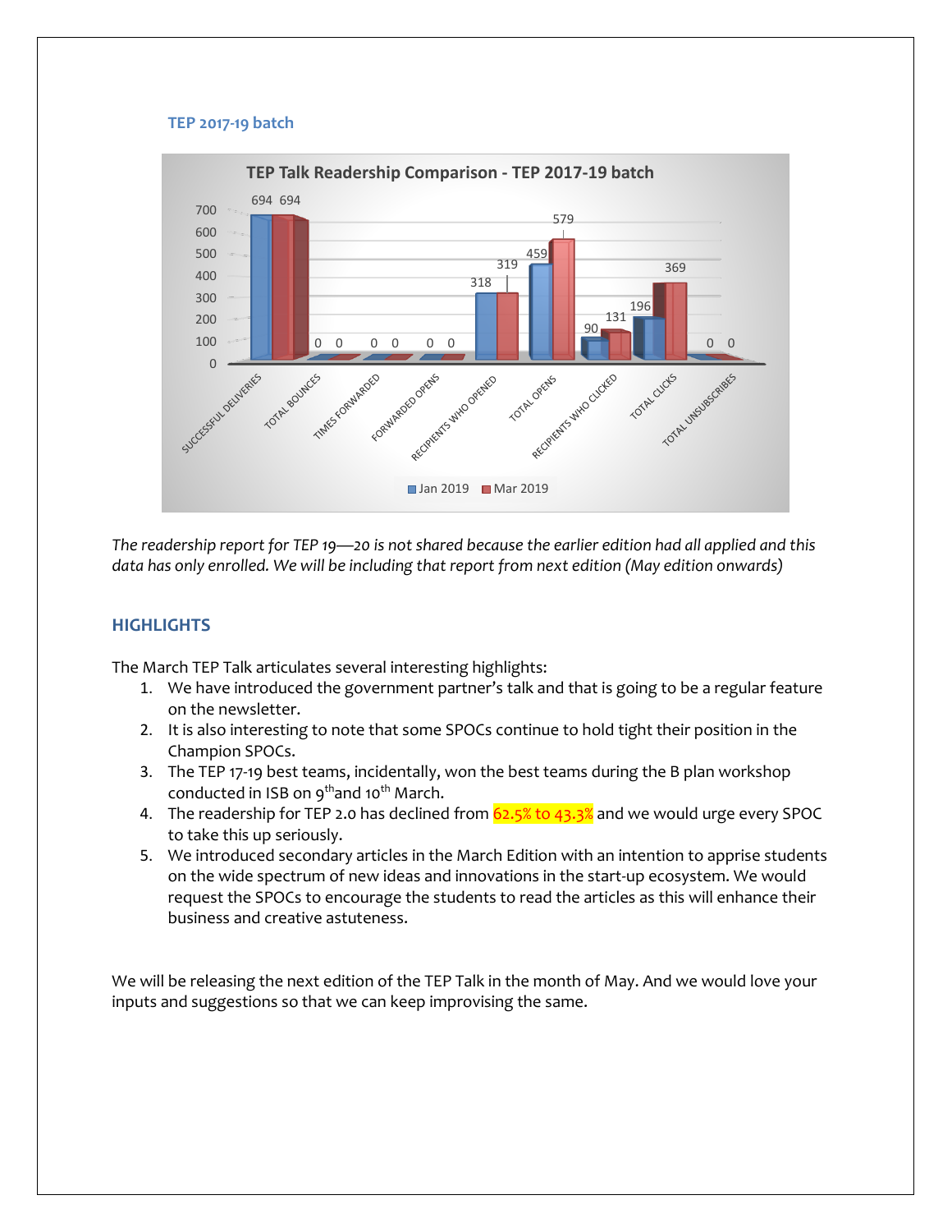### TEP 2017-19 batch

TEP Talk Readership Comparison - TEP 2017-19 batch

700
600
500
400
300
200
100
0

694 694
0 0
0 0
0 0
318 319
459 579
90 131
196 369
0 0

SUCCESSFUL DELIVERIES
TOTAL BOUNCES
TIMES FORWARDED
FORWARDED OPENS
RECIPIENTS WHO OPENED
TOTAL OPENS
RECIPIENTS WHO CLICKED
TOTAL CLICKS
TOTAL UNSUBSCRIBES

Jan 2019 Mar 2019

*The readership report for TEP 19—20 is not shared because the earlier edition had all applied and this data has only enrolled. We will be including that report from next edition (May edition onwards)*

## HIGHLIGHTS

The March TEP Talk articulates several interesting highlights:

1. We have introduced the government partner's talk and that is going to be a regular feature on the newsletter.
2. It is also interesting to note that some SPOCs continue to hold tight their position in the Champion SPOCs.
3. The TEP 17-19 best teams, incidentally, won the best teams during the B plan workshop conducted in ISB on 9th and 10th March.
4. The readership for TEP 2.0 has declined from 62.5% to 43.3% and we would urge every SPOC to take this up seriously.
5. We introduced secondary articles in the March Edition with an intention to apprise students on the wide spectrum of new ideas and innovations in the start-up ecosystem. We would request the SPOCs to encourage the students to read the articles as this will enhance their business and creative astuteness.

We will be releasing the next edition of the TEP Talk in the month of May. And we would love your inputs and suggestions so that we can keep improvising the same.